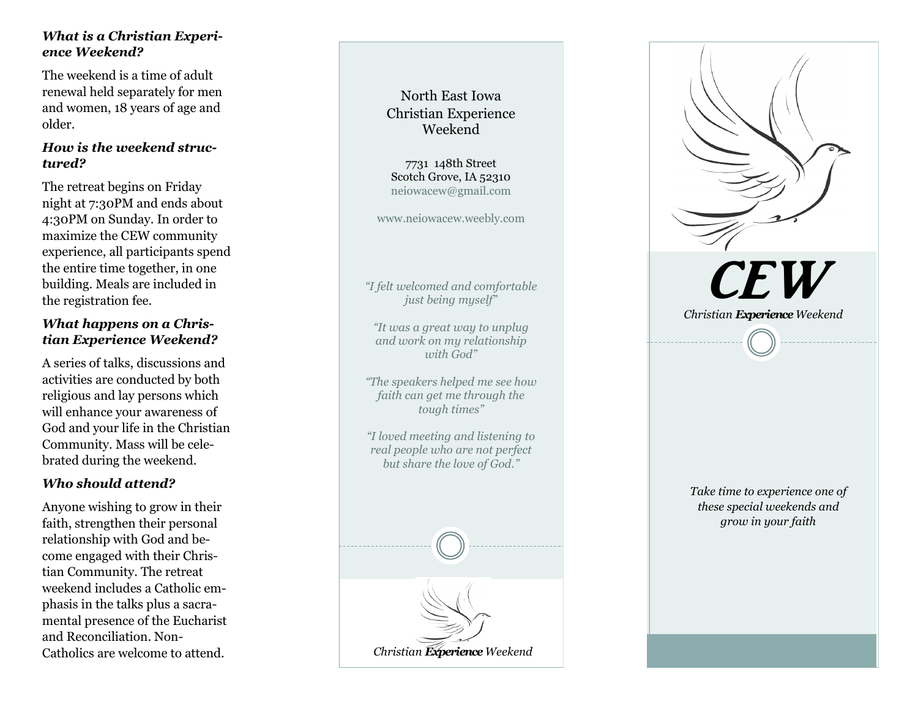### *What is a Christian Experience Weekend?*

The weekend is a time of adult renewal held separately for men and women, 18 years of age and older.

### *How is the weekend structured?*

The retreat begins on Friday night at 7:30PM and ends about 4:30PM on Sunday. In order to maximize the CEW community experience, all participants spend the entire time together, in one building. Meals are included in the registration fee.

### *What happens on a Christian Experience Weekend?*

A series of talks, discussions and activities are conducted by both religious and lay persons which will enhance your awareness of God and your life in the Christian Community. Mass will be celebrated during the weekend.

### *Who should attend?*

Anyone wishing to grow in their faith, strengthen their personal relationship with God and become engaged with their Christian Community. The retreat weekend includes a Catholic emphasis in the talks plus a sacramental presence of the Eucharist and Reconciliation. Non-Catholics are welcome to attend.

North East Iowa Christian Experience Weekend

7731 148th Street
Scotch Grove, IA 52310
neiowacew@gmail.com

www.neiowacew.weebly.com

*"I felt welcomed and comfortable just being myself"*

*"It was a great way to unplug and work on my relationship with God"*

*"The speakers helped me see how faith can get me through the tough times"*

*"I loved meeting and listening to real people who are not perfect but share the love of God."*

*Christian **Experience** Weekend*

# *CEW*

*Christian **Experience** Weekend*

*Take time to experience one of these special weekends and grow in your faith*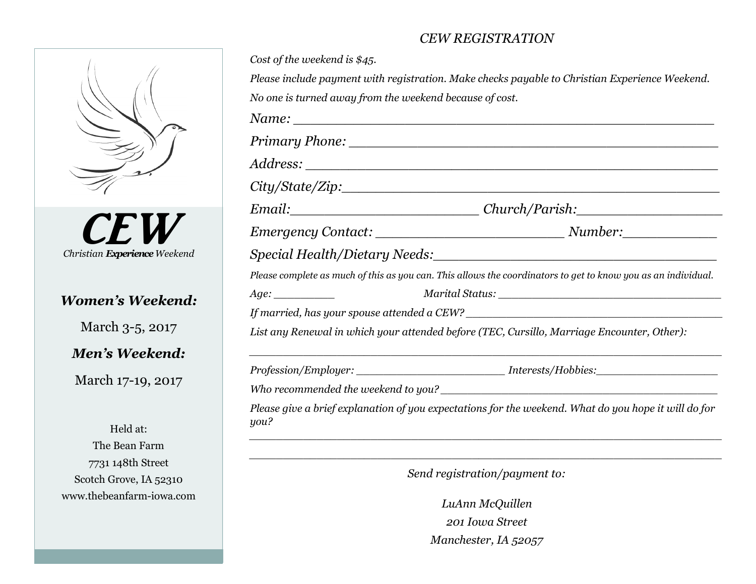# CEW

*Christian **Experience** Weekend*

***Women's Weekend:***

March 3-5, 2017

***Men's Weekend:***

March 17-19, 2017

Held at:
The Bean Farm
7731 148th Street
Scotch Grove, IA 52310
www.thebeanfarm-iowa.com

## *CEW REGISTRATION*

*Cost of the weekend is $45.*

*Please include payment with registration. Make checks payable to Christian Experience Weekend.*

*No one is turned away from the weekend because of cost.*

*Name:* ____________________________________________

*Primary Phone:* ____________________________________

*Address:* _________________________________________

*City/State/Zip:*____________________________________

*Email:*____________________ *Church/Parish:*________________

*Emergency Contact:* ___________________ *Number:*__________

*Special Health/Dietary Needs:*____________________________

*Please complete as much of this as you can. This allows the coordinators to get to know you as an individual.*

*Age:* _________ *Marital Status:* ______________________________

*If married, has your spouse attended a CEW?* _____________________________________

*List any Renewal in which your attended before (TEC, Cursillo, Marriage Encounter, Other):*

_______________________________________________________________

*Profession/Employer:* ______________________ *Interests/Hobbies:*__________________

*Who recommended the weekend to you?* _________________________________________

*Please give a brief explanation of you expectations for the weekend. What do you hope it will do for you?*

_______________________________________________________________

_______________________________________________________________

*Send registration/payment to:*

*LuAnn McQuillen*
*201 Iowa Street*
*Manchester, IA 52057*